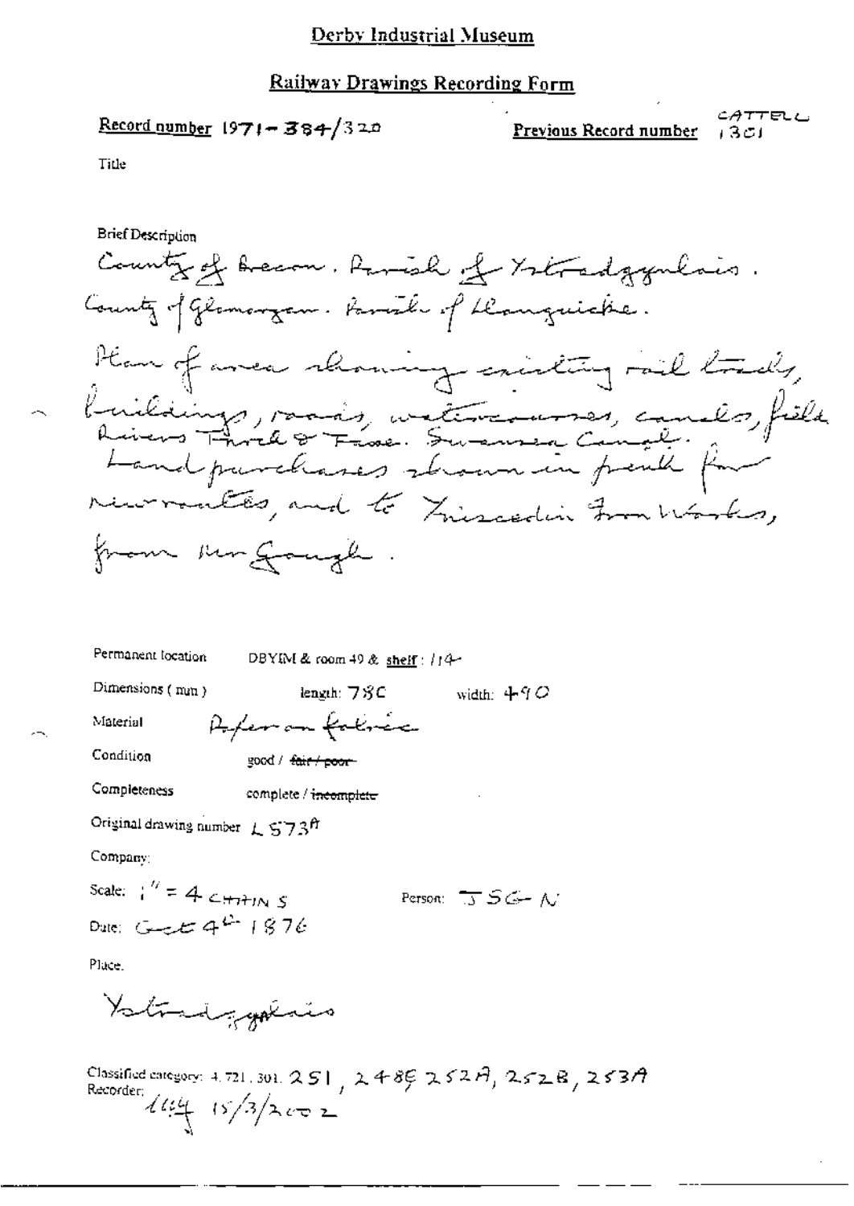# Derby Industrial Museum

## Railway Drawings Recording Form

**Record number** 1971-384/320

**Previous Record number** CATTELL 1301

Title

Brief Description

County of Brecon. Parish of Ystradgynlais.
County of Glamorgan. Parish of Llanguicke.
Plan of area showing existing rail track, buildings, roads, watercourses, canals, fields. Rivers Twrch & Tawe. Swansea Canal.
Land purchases shown in pencil for new routes, and to Ynyscedwin Iron Works, from Mr Gough.

Permanent location DBYIM & room 49 & shelf: 114

Dimensions (mm) length: 780 width: 490

Material Paper on fabric

Condition good / ~~fair / poor~~

Completeness complete / ~~incomplete~~

Original drawing number L 573A

Company:

Scale: 1" = 4 CHAINS

Person: JSG-N

Date: Oct 4th 1876

Place.

Ystradgynlais

Classified category: 4.721.301. 251, 248, 252A, 252B, 253A

Recorder: 1114 15/3/2002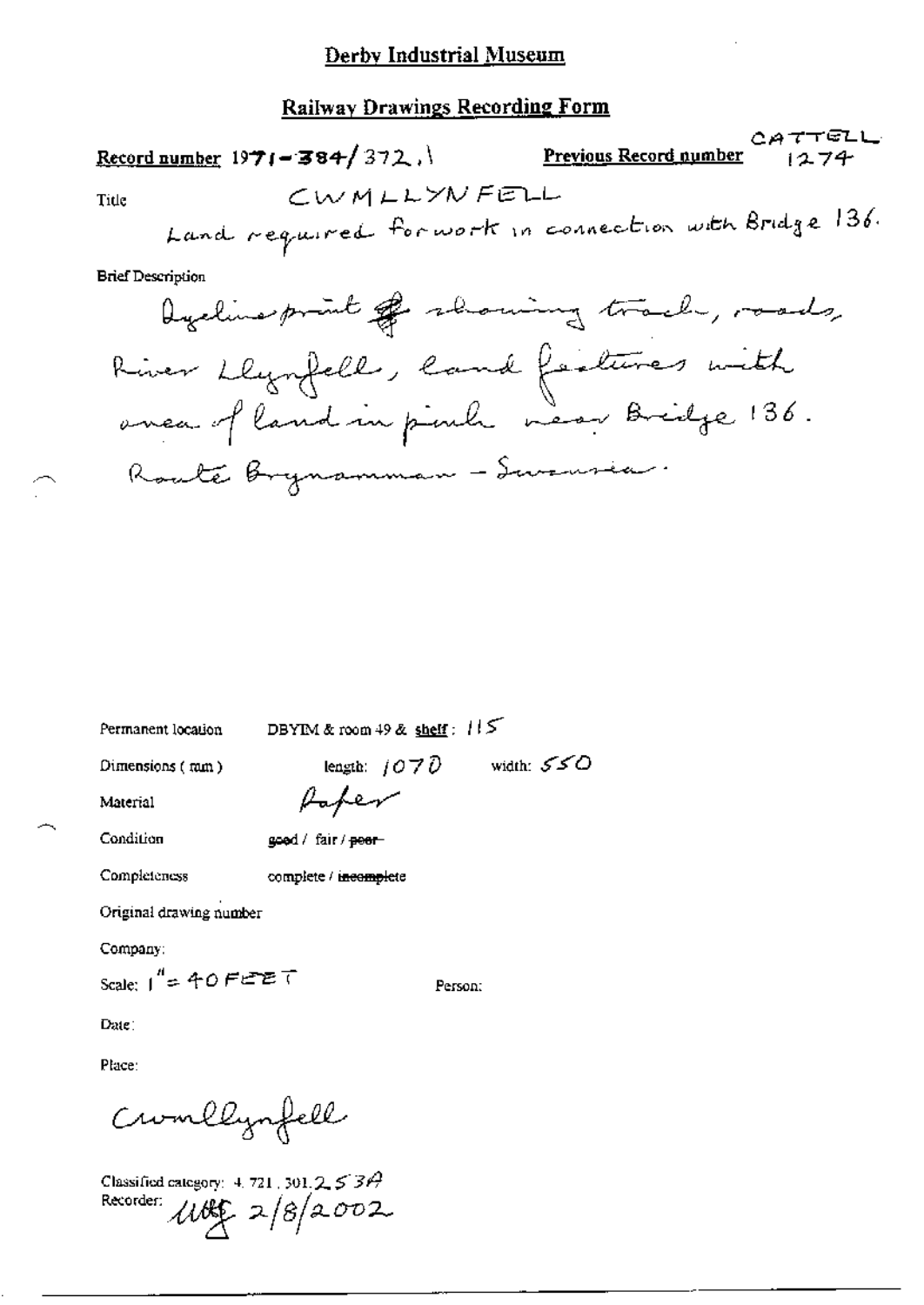# Derby Industrial Museum

## Railway Drawings Recording Form

**Record number** 1971-384/372.1 **Previous Record number** CATTELL 1274

Title CWMLLYNFELL

Land required for work in connection with Bridge 136.

Brief Description

Dyeline print showing track, roads, River Llynfell, land features with area of land in pink near Bridge 136. Route Brynamman - Swansea.

Permanent location DBYIM & room 49 & shelf: 115

Dimensions (mm) length: 1070 width: 550

Material Paper

Condition good / fair / ~~poor~~

Completeness complete / ~~incomplete~~

Original drawing number

Company:

Scale: 1" = 40 FEET Person:

Date:

Place:

Cwmllynfell

Classified category: 4.721.301.253A

Recorder: UG 2/8/2002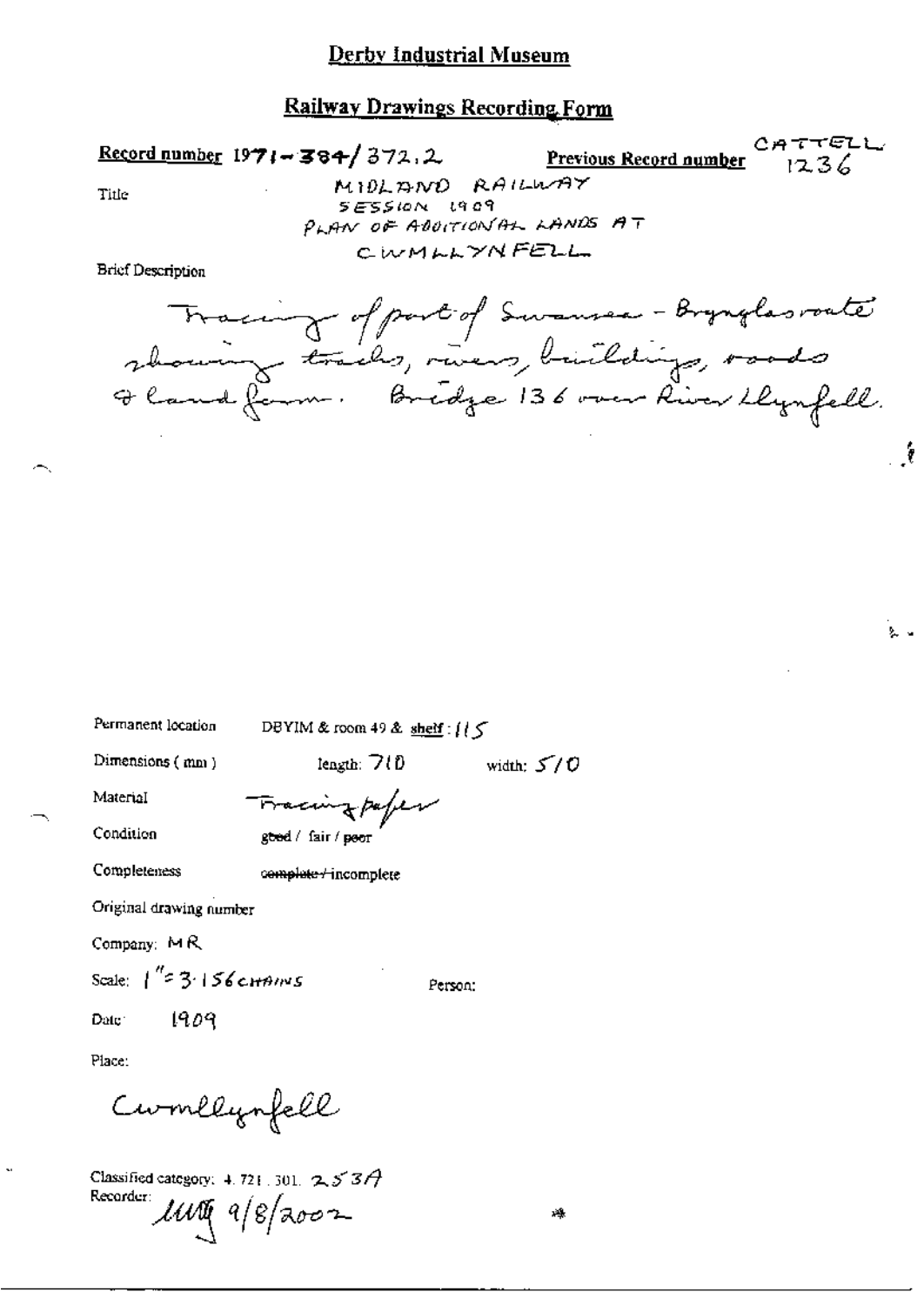# Derby Industrial Museum

## Railway Drawings Recording Form

**Record number** 1971-384/372.2 **Previous Record number** CATTELL 1236

Title MIDLAND RAILWAY
SESSION 1909
PLAN OF ADDITIONAL LANDS AT
CWMLLYNFELL

Brief Description

Tracing of part of Swansea - Brynglas route showing tracks, rivers, buildings, roads & land form. Bridge 136 over River Llynfell.

Permanent location DBYIM & room 49 & shelf: 115

Dimensions (mm) length: 710 width: 510

Material Tracing paper

Condition ~~good~~ / fair / ~~poor~~

Completeness ~~complete~~ / incomplete

Original drawing number

Company: MR

Scale: 1" = 3.156 CHAINS Person:

Date: 1909

Place:

Cwmllynfell

Classified category: 4.721.301. 253A

Recorder: MM 9/8/2002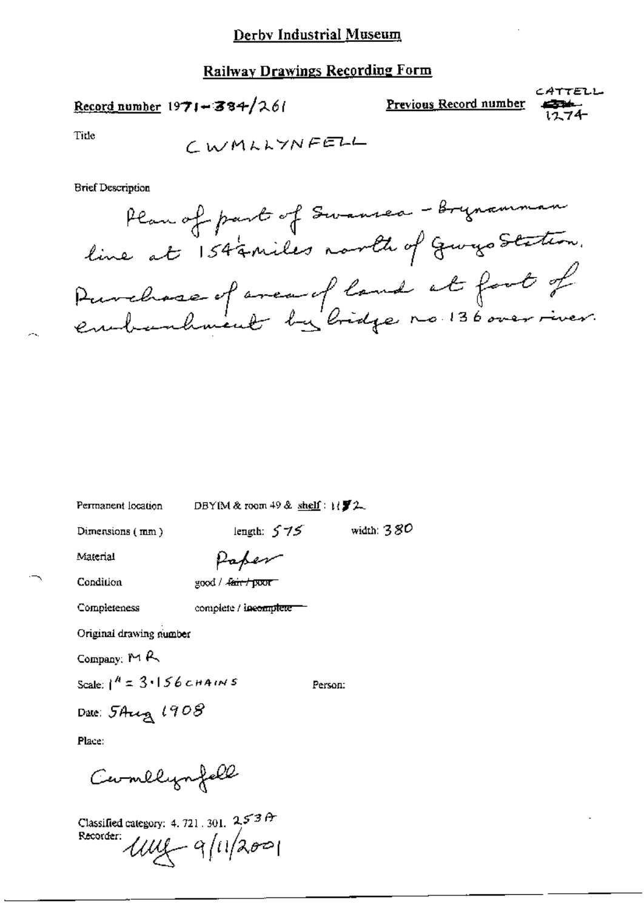# Derby Industrial Museum

## Railway Drawings Recording Form

**Record number** 1971-384/261

**Previous Record number** CATTELL ~~...~~ 1274

Title CWMLLYNFELL

Brief Description

Plan of part of Swansea - Brynamman line at 15 4¼ miles north of Gwys Station. Purchase of area of land at foot of embankment by bridge no. 136 over river.

Permanent location DBYIM & room 49 & shelf: 1172

Dimensions (mm) length: 575 width: 380

Material Paper

Condition good / ~~fair / poor~~

Completeness complete / ~~incomplete~~

Original drawing number

Company: MR

Scale: 1" = 3·156 CHAINS

Person:

Date: 5 Aug 1908

Place:

Cwmllynfell

Classified category: 4. 721. 301. 253A

Recorder: ... 9/11/2001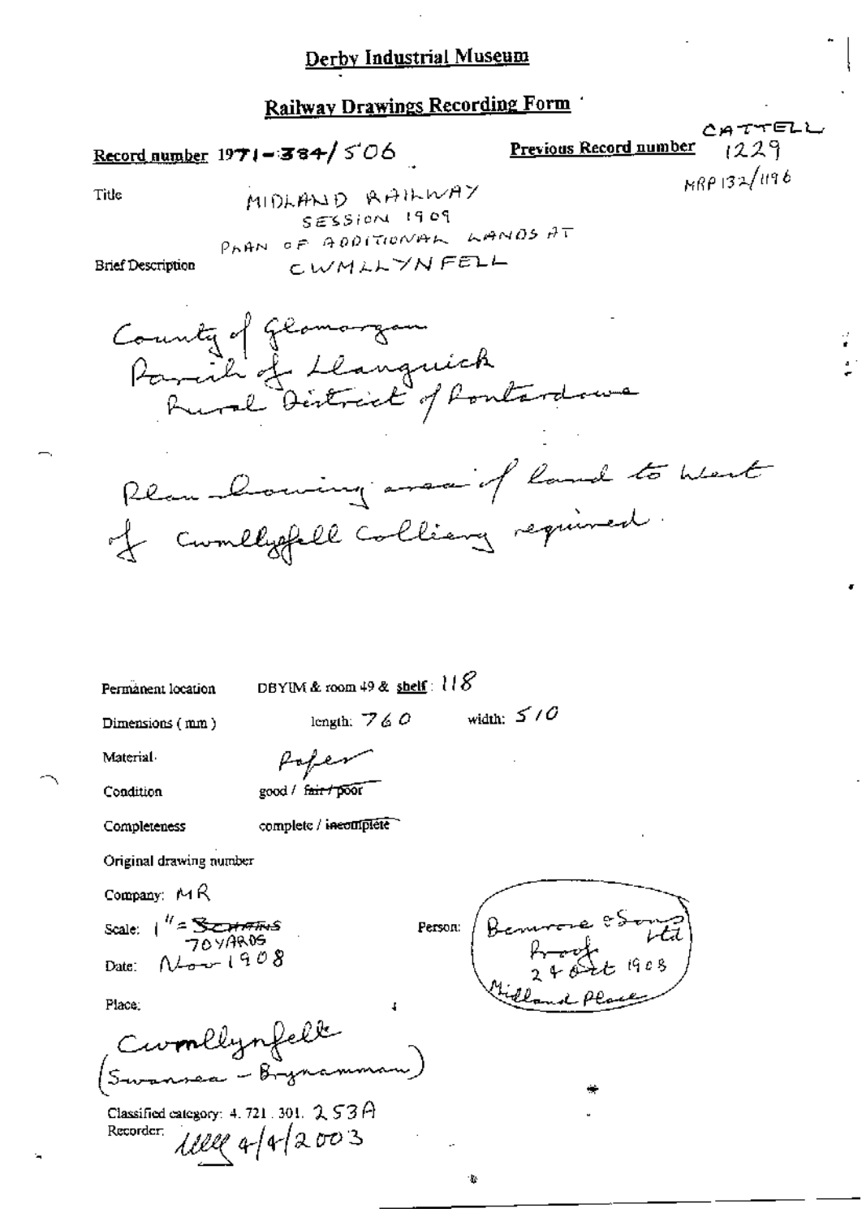# Derby Industrial Museum

## Railway Drawings Recording Form

**Record number** 1971-384/506

**Previous Record number** CATTELL 1229
MRP 132/1196

Title

MIDLAND RAILWAY
SESSION 1909
PLAN OF ADDITIONAL LANDS AT
CWMLLYNFELL

Brief Description

County of Glamorgan
Parish of Llanguick
Rural District of Pontardawe

Plan showing area of land to West of Cwmllyfell Colliery required.

Permanent location: DBYIM & room 49 & shelf: 118

Dimensions (mm): length: 760 width: 510

Material: Paper

Condition: good / ~~fair / poor~~

Completeness: complete / ~~incomplete~~

Original drawing number

Company: MR

Scale: 1" = ~~5 CHAINS~~ 70 YARDS

Date: Nov 1908

Person: Bemrose & Sons Ltd
Proof 24 Oct 1908
Midland Place

Place:

Cwmllynfelle
(Swansea - Brynamman)

Classified category: 4. 721. 301. 253A

Recorder: 4/4/2003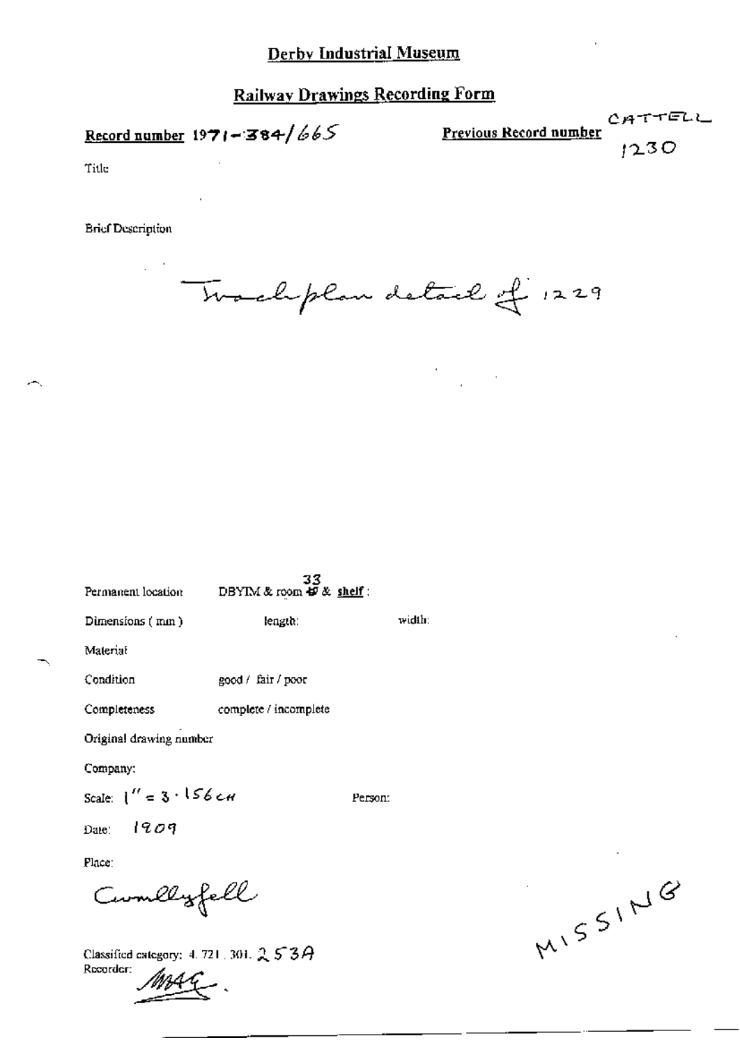# Derby Industrial Museum

## Railway Drawings Recording Form

**Record number** 1971-384/665

**Previous Record number** CATTELL 1230

Title

Brief Description

Track plan detail of 1229

Permanent location DBYIM & room 33 & **shelf** :

Dimensions ( mm ) length: width:

Material

Condition good / fair / poor

Completeness complete / incomplete

Original drawing number

Company:

Scale: 1" = 3·156 CH Person:

Date: 1909

Place:

Cwmllyfell

Classified category: 4. 721. 301. 253A

Recorder: MAG.

MISSING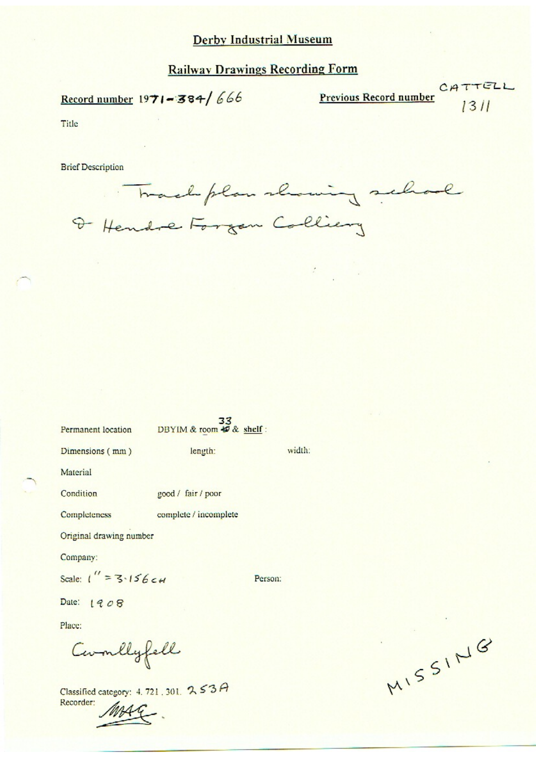# Derby Industrial Museum

## Railway Drawings Recording Form

**Record number** 1971-384/666

**Previous Record number** CATTELL 1311

Title

Brief Description

Track plan showing school & Hendre Forgan Colliery

Permanent location DBYIM & room 33 & shelf :

Dimensions (mm) length: width:

Material

Condition good / fair / poor

Completeness complete / incomplete

Original drawing number

Company:

Scale: 1" = 3.156 CH

Person:

Date: 1908

Place:

Cwmllyfell

Classified category: 4.721.301. 253A

Recorder: MAG

MISSING